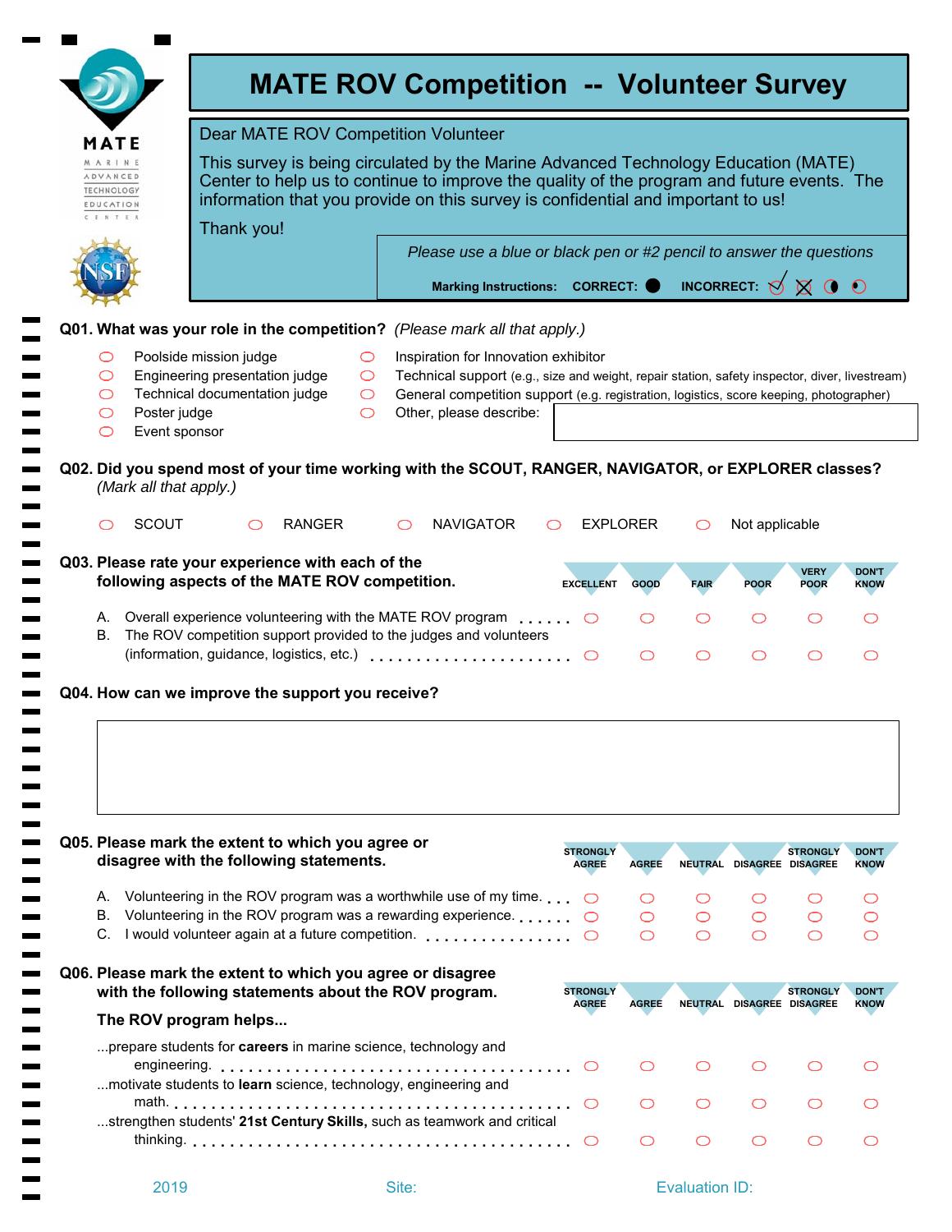# MATE ROV Competition -- Volunteer Survey

Dear MATE ROV Competition Volunteer

This survey is being circulated by the Marine Advanced Technology Education (MATE) Center to help us to continue to improve the quality of the program and future events. The information that you provide on this survey is confidential and important to us!

Thank you!

*Please use a blue or black pen or #2 pencil to answer the questions*

**Marking Instructions: CORRECT: ● INCORRECT:**

**Q01. What was your role in the competition?** *(Please mark all that apply.)*

- ○ Poolside mission judge
- ○ Engineering presentation judge
- ○ Technical documentation judge
- ○ Poster judge
- ○ Event sponsor
- ○ Inspiration for Innovation exhibitor
- ○ Technical support (e.g., size and weight, repair station, safety inspector, diver, livestream)
- ○ General competition support (e.g. registration, logistics, score keeping, photographer)
- ○ Other, please describe: ______

**Q02. Did you spend most of your time working with the SCOUT, RANGER, NAVIGATOR, or EXPLORER classes?** *(Mark all that apply.)*

○ SCOUT ○ RANGER ○ NAVIGATOR ○ EXPLORER ○ Not applicable

**Q03. Please rate your experience with each of the following aspects of the MATE ROV competition.**

| | EXCELLENT | GOOD | FAIR | POOR | VERY POOR | DON'T KNOW |
|---|---|---|---|---|---|---|
| A. Overall experience volunteering with the MATE ROV program | ○ | ○ | ○ | ○ | ○ | ○ |
| B. The ROV competition support provided to the judges and volunteers (information, guidance, logistics, etc.) | ○ | ○ | ○ | ○ | ○ | ○ |

**Q04. How can we improve the support you receive?**

______

**Q05. Please mark the extent to which you agree or disagree with the following statements.**

| | STRONGLY AGREE | AGREE | NEUTRAL | DISAGREE | STRONGLY DISAGREE | DON'T KNOW |
|---|---|---|---|---|---|---|
| A. Volunteering in the ROV program was a worthwhile use of my time. | ○ | ○ | ○ | ○ | ○ | ○ |
| B. Volunteering in the ROV program was a rewarding experience. | ○ | ○ | ○ | ○ | ○ | ○ |
| C. I would volunteer again at a future competition. | ○ | ○ | ○ | ○ | ○ | ○ |

**Q06. Please mark the extent to which you agree or disagree with the following statements about the ROV program.**

**The ROV program helps...**

| | STRONGLY AGREE | AGREE | NEUTRAL | DISAGREE | STRONGLY DISAGREE | DON'T KNOW |
|---|---|---|---|---|---|---|
| ...prepare students for **careers** in marine science, technology and engineering. | ○ | ○ | ○ | ○ | ○ | ○ |
| ...motivate students to **learn** science, technology, engineering and math. | ○ | ○ | ○ | ○ | ○ | ○ |
| ...strengthen students' **21st Century Skills,** such as teamwork and critical thinking. | ○ | ○ | ○ | ○ | ○ | ○ |

2019 Site: Evaluation ID: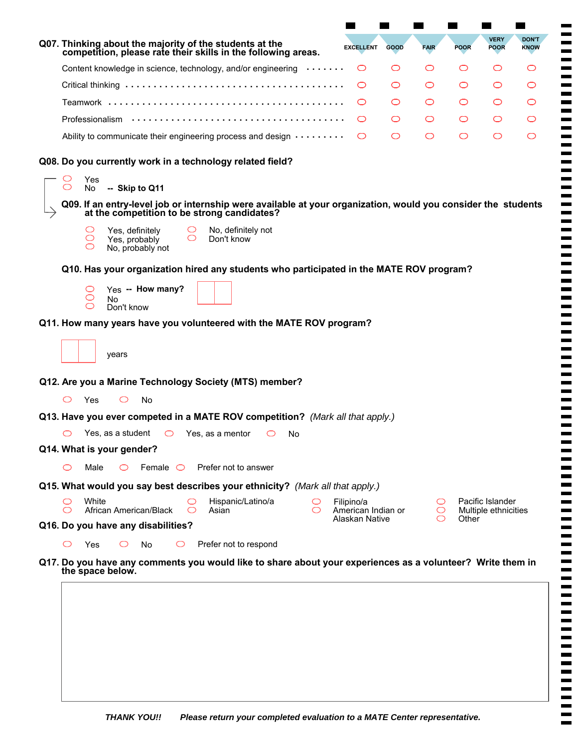**Q07. Thinking about the majority of the students at the competition, please rate their skills in the following areas.**

| | EXCELLENT | GOOD | FAIR | POOR | VERY POOR | DON'T KNOW |
|---|---|---|---|---|---|---|
| Content knowledge in science, technology, and/or engineering | ○ | ○ | ○ | ○ | ○ | ○ |
| Critical thinking | ○ | ○ | ○ | ○ | ○ | ○ |
| Teamwork | ○ | ○ | ○ | ○ | ○ | ○ |
| Professionalism | ○ | ○ | ○ | ○ | ○ | ○ |
| Ability to communicate their engineering process and design | ○ | ○ | ○ | ○ | ○ | ○ |

**Q08. Do you currently work in a technology related field?**

- ○ Yes
- ○ No **-- Skip to Q11**

**Q09. If an entry-level job or internship were available at your organization, would you consider the students at the competition to be strong candidates?**

- ○ Yes, definitely
- ○ Yes, probably
- ○ No, probably not
- ○ No, definitely not
- ○ Don't know

**Q10. Has your organization hired any students who participated in the MATE ROV program?**

- ○ Yes **-- How many?** ☐☐
- ○ No
- ○ Don't know

**Q11. How many years have you volunteered with the MATE ROV program?**

☐☐ years

**Q12. Are you a Marine Technology Society (MTS) member?**

○ Yes ○ No

**Q13. Have you ever competed in a MATE ROV competition?** *(Mark all that apply.)*

○ Yes, as a student ○ Yes, as a mentor ○ No

**Q14. What is your gender?**

○ Male ○ Female ○ Prefer not to answer

**Q15. What would you say best describes your ethnicity?** *(Mark all that apply.)*

- ○ White
- ○ African American/Black
- ○ Hispanic/Latino/a
- ○ Asian
- ○ Filipino/a
- ○ American Indian or Alaskan Native
- ○ Pacific Islander
- ○ Multiple ethnicities
- ○ Other

**Q16. Do you have any disabilities?**

○ Yes ○ No ○ Prefer not to respond

**Q17. Do you have any comments you would like to share about your experiences as a volunteer? Write them in the space below.**

***THANK YOU!!*** ***Please return your completed evaluation to a MATE Center representative.***